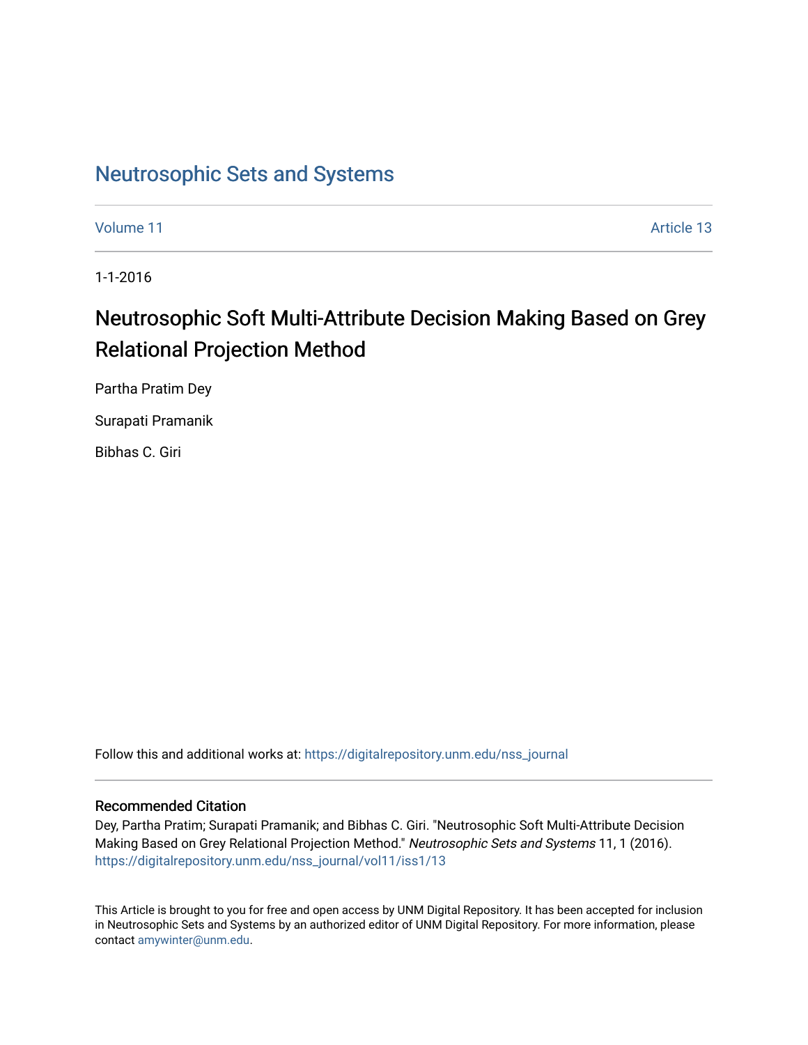# Neutrosophic Sets and Systems

Volume 11 Article 13

1-1-2016

## Neutrosophic Soft Multi-Attribute Decision Making Based on Grey Relational Projection Method

Partha Pratim Dey

Surapati Pramanik

Bibhas C. Giri

Follow this and additional works at: https://digitalrepository.unm.edu/nss_journal

### Recommended Citation

Dey, Partha Pratim; Surapati Pramanik; and Bibhas C. Giri. "Neutrosophic Soft Multi-Attribute Decision Making Based on Grey Relational Projection Method." *Neutrosophic Sets and Systems* 11, 1 (2016). https://digitalrepository.unm.edu/nss_journal/vol11/iss1/13

This Article is brought to you for free and open access by UNM Digital Repository. It has been accepted for inclusion in Neutrosophic Sets and Systems by an authorized editor of UNM Digital Repository. For more information, please contact amywinter@unm.edu.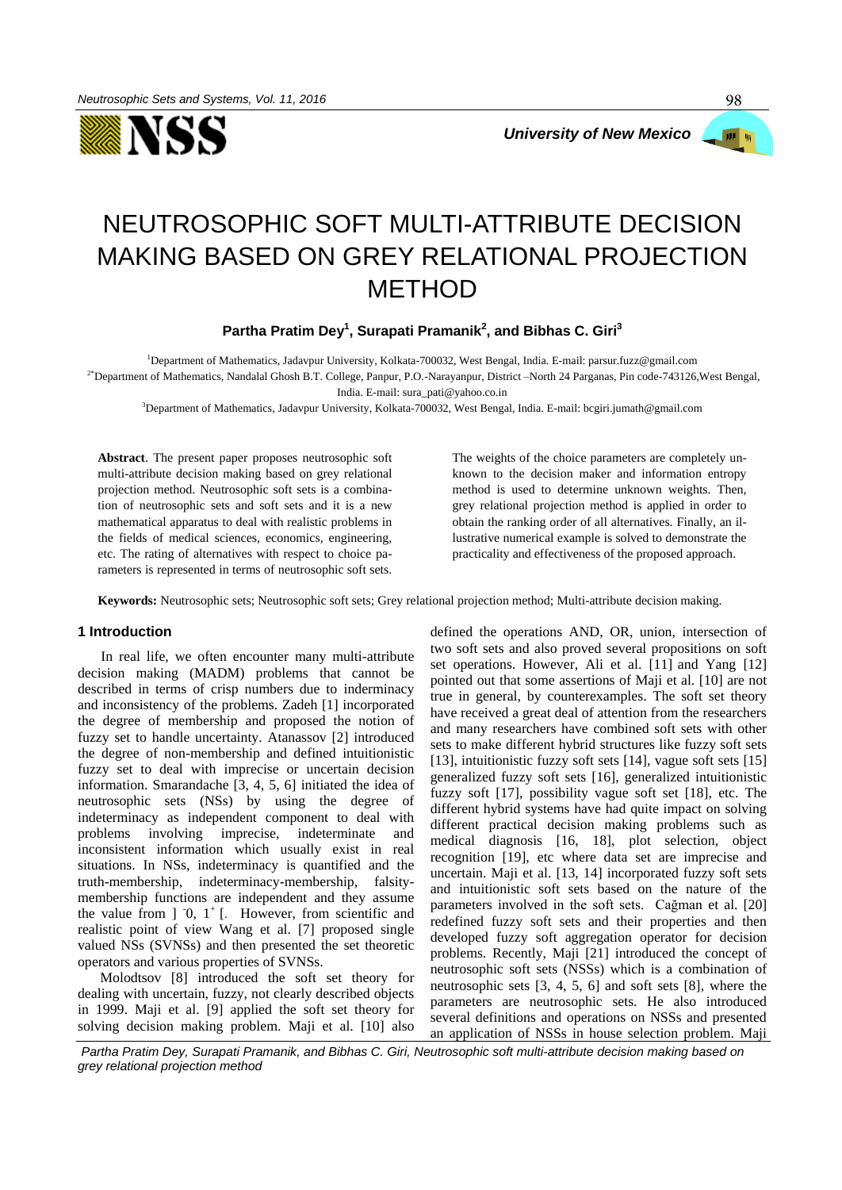# NEUTROSOPHIC SOFT MULTI-ATTRIBUTE DECISION MAKING BASED ON GREY RELATIONAL PROJECTION METHOD

**Partha Pratim Dey[1], Surapati Pramanik[2], and Bibhas C. Giri[3]**

[1]Department of Mathematics, Jadavpur University, Kolkata-700032, West Bengal, India. E-mail: parsur.fuzz@gmail.com

[2*]Department of Mathematics, Nandalal Ghosh B.T. College, Panpur, P.O.-Narayanpur, District –North 24 Parganas, Pin code-743126,West Bengal, India. E-mail: sura_pati@yahoo.co.in

[3]Department of Mathematics, Jadavpur University, Kolkata-700032, West Bengal, India. E-mail: bcgiri.jumath@gmail.com

**Abstract**. The present paper proposes neutrosophic soft multi-attribute decision making based on grey relational projection method. Neutrosophic soft sets is a combination of neutrosophic sets and soft sets and it is a new mathematical apparatus to deal with realistic problems in the fields of medical sciences, economics, engineering, etc. The rating of alternatives with respect to choice parameters is represented in terms of neutrosophic soft sets. The weights of the choice parameters are completely unknown to the decision maker and information entropy method is used to determine unknown weights. Then, grey relational projection method is applied in order to obtain the ranking order of all alternatives. Finally, an illustrative numerical example is solved to demonstrate the practicality and effectiveness of the proposed approach.

**Keywords:** Neutrosophic sets; Neutrosophic soft sets; Grey relational projection method; Multi-attribute decision making.

## 1 Introduction

In real life, we often encounter many multi-attribute decision making (MADM) problems that cannot be described in terms of crisp numbers due to inderminacy and inconsistency of the problems. Zadeh [1] incorporated the degree of membership and proposed the notion of fuzzy set to handle uncertainty. Atanassov [2] introduced the degree of non-membership and defined intuitionistic fuzzy set to deal with imprecise or uncertain decision information. Smarandache [3, 4, 5, 6] initiated the idea of neutrosophic sets (NSs) by using the degree of indeterminacy as independent component to deal with problems involving imprecise, indeterminate and inconsistent information which usually exist in real situations. In NSs, indeterminacy is quantified and the truth-membership, indeterminacy-membership, falsity-membership functions are independent and they assume the value from $]^{-}0, 1^{+}[$. However, from scientific and realistic point of view Wang et al. [7] proposed single valued NSs (SVNSs) and then presented the set theoretic operators and various properties of SVNSs.

Molodtsov [8] introduced the soft set theory for dealing with uncertain, fuzzy, not clearly described objects in 1999. Maji et al. [9] applied the soft set theory for solving decision making problem. Maji et al. [10] also defined the operations AND, OR, union, intersection of two soft sets and also proved several propositions on soft set operations. However, Ali et al. [11] and Yang [12] pointed out that some assertions of Maji et al. [10] are not true in general, by counterexamples. The soft set theory have received a great deal of attention from the researchers and many researchers have combined soft sets with other sets to make different hybrid structures like fuzzy soft sets [13], intuitionistic fuzzy soft sets [14], vague soft sets [15] generalized fuzzy soft sets [16], generalized intuitionistic fuzzy soft [17], possibility vague soft set [18], etc. The different hybrid systems have had quite impact on solving different practical decision making problems such as medical diagnosis [16, 18], plot selection, object recognition [19], etc where data set are imprecise and uncertain. Maji et al. [13, 14] incorporated fuzzy soft sets and intuitionistic soft sets based on the nature of the parameters involved in the soft sets. Çağman et al. [20] redefined fuzzy soft sets and their properties and then developed fuzzy soft aggregation operator for decision problems. Recently, Maji [21] introduced the concept of neutrosophic soft sets (NSSs) which is a combination of neutrosophic sets [3, 4, 5, 6] and soft sets [8], where the parameters are neutrosophic sets. He also introduced several definitions and operations on NSSs and presented an application of NSSs in house selection problem. Maji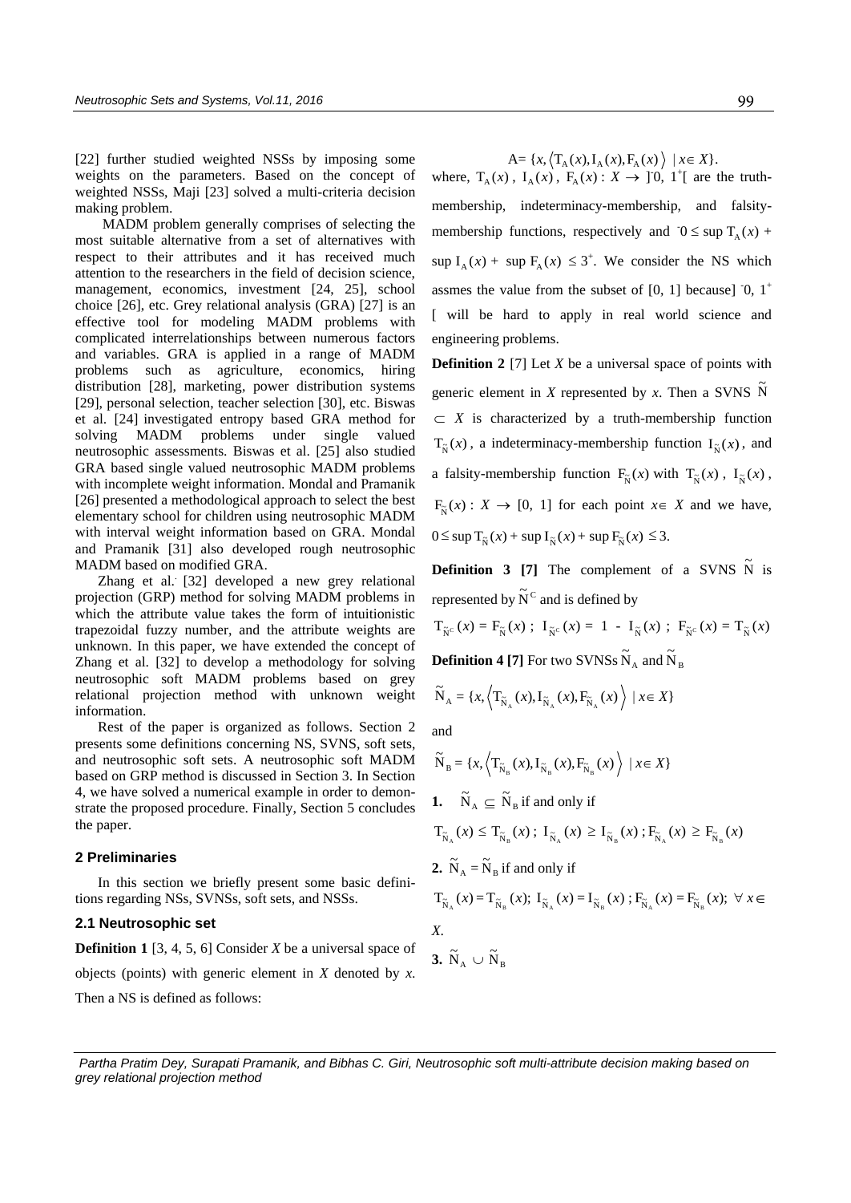[22] further studied weighted NSSs by imposing some weights on the parameters. Based on the concept of weighted NSSs, Maji [23] solved a multi-criteria decision making problem.

MADM problem generally comprises of selecting the most suitable alternative from a set of alternatives with respect to their attributes and it has received much attention to the researchers in the field of decision science, management, economics, investment [24, 25], school choice [26], etc. Grey relational analysis (GRA) [27] is an effective tool for modeling MADM problems with complicated interrelationships between numerous factors and variables. GRA is applied in a range of MADM problems such as agriculture, economics, hiring distribution [28], marketing, power distribution systems [29], personal selection, teacher selection [30], etc. Biswas et al. [24] investigated entropy based GRA method for solving MADM problems under single valued neutrosophic assessments. Biswas et al. [25] also studied GRA based single valued neutrosophic MADM problems with incomplete weight information. Mondal and Pramanik [26] presented a methodological approach to select the best elementary school for children using neutrosophic MADM with interval weight information based on GRA. Mondal and Pramanik [31] also developed rough neutrosophic MADM based on modified GRA.

Zhang et al. [32] developed a new grey relational projection (GRP) method for solving MADM problems in which the attribute value takes the form of intuitionistic trapezoidal fuzzy number, and the attribute weights are unknown. In this paper, we have extended the concept of Zhang et al. [32] to develop a methodology for solving neutrosophic soft MADM problems based on grey relational projection method with unknown weight information.

Rest of the paper is organized as follows. Section 2 presents some definitions concerning NS, SVNS, soft sets, and neutrosophic soft sets. A neutrosophic soft MADM based on GRP method is discussed in Section 3. In Section 4, we have solved a numerical example in order to demonstrate the proposed procedure. Finally, Section 5 concludes the paper.

## 2 Preliminaries

In this section we briefly present some basic definitions regarding NSs, SVNSs, soft sets, and NSSs.

### 2.1 Neutrosophic set

**Definition 1** [3, 4, 5, 6] Consider $X$ be a universal space of objects (points) with generic element in $X$ denoted by $x$. Then a NS is defined as follows:

$$A = \{x, \langle T_A(x), I_A(x), F_A(x) \rangle \mid x \in X\}.$$

where, $T_A(x)$, $I_A(x)$, $F_A(x)$ : $X \to ]^-0, 1^+[$ are the truth-membership, indeterminacy-membership, and falsity-membership functions, respectively and $^-0 \le \sup T_A(x) + \sup I_A(x) + \sup F_A(x) \le 3^+$. We consider the NS which assmes the value from the subset of [0, 1] because] $^-0$, $1^+$ [ will be hard to apply in real world science and engineering problems.

**Definition 2** [7] Let $X$ be a universal space of points with generic element in $X$ represented by $x$. Then a SVNS $\tilde{N} \subset X$ is characterized by a truth-membership function $T_{\tilde{N}}(x)$, a indeterminacy-membership function $I_{\tilde{N}}(x)$, and a falsity-membership function $F_{\tilde{N}}(x)$ with $T_{\tilde{N}}(x)$, $I_{\tilde{N}}(x)$, $F_{\tilde{N}}(x)$ : $X \to [0, 1]$ for each point $x \in X$ and we have, $0 \le \sup T_{\tilde{N}}(x) + \sup I_{\tilde{N}}(x) + \sup F_{\tilde{N}}(x) \le 3$.

**Definition 3 [7]** The complement of a SVNS $\tilde{N}$ is represented by $\tilde{N}^C$ and is defined by

$$T_{\tilde{N}^c}(x) = F_{\tilde{N}}(x)\ ;\ I_{\tilde{N}^c}(x) = 1 - I_{\tilde{N}}(x)\ ;\ F_{\tilde{N}^c}(x) = T_{\tilde{N}}(x)$$

**Definition 4 [7]** For two SVNSs $\tilde{N}_A$ and $\tilde{N}_B$

$$\tilde{N}_A = \{x, \langle T_{\tilde{N}_A}(x), I_{\tilde{N}_A}(x), F_{\tilde{N}_A}(x) \rangle \mid x \in X\}$$

and

$$\tilde{N}_B = \{x, \langle T_{\tilde{N}_B}(x), I_{\tilde{N}_B}(x), F_{\tilde{N}_B}(x) \rangle \mid x \in X\}$$

**1.** $\tilde{N}_A \subseteq \tilde{N}_B$ if and only if

$$T_{\tilde{N}_A}(x) \le T_{\tilde{N}_B}(x)\ ;\ I_{\tilde{N}_A}(x) \ge I_{\tilde{N}_B}(x)\ ;\ F_{\tilde{N}_A}(x) \ge F_{\tilde{N}_B}(x)$$

**2.** $\tilde{N}_A = \tilde{N}_B$ if and only if

$$T_{\tilde{N}_A}(x) = T_{\tilde{N}_B}(x);\ I_{\tilde{N}_A}(x) = I_{\tilde{N}_B}(x)\ ;\ F_{\tilde{N}_A}(x) = F_{\tilde{N}_B}(x);\ \forall x \in X.$$

**3.** $\tilde{N}_A \cup \tilde{N}_B$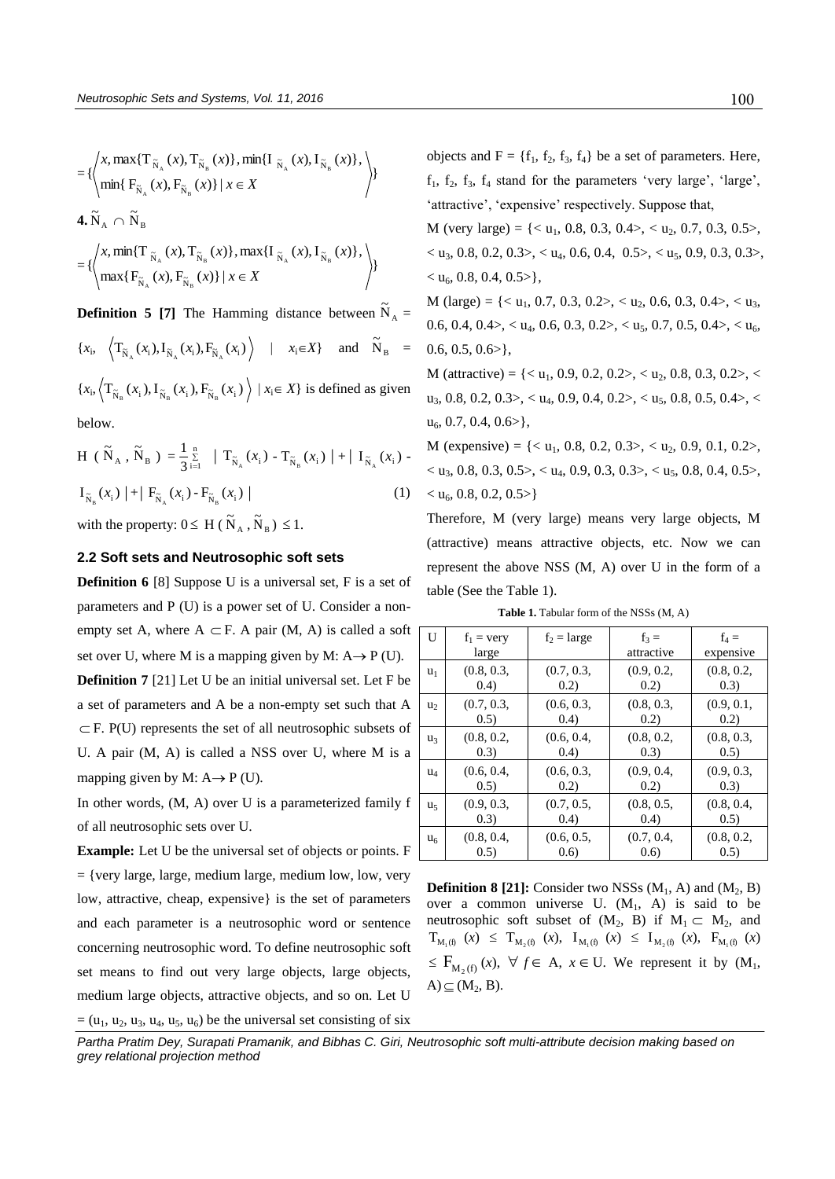$$= \{\left\langle \begin{matrix} x, \max\{T_{\tilde{N}_A}(x), T_{\tilde{N}_B}(x)\}, \min\{I_{\tilde{N}_A}(x), I_{\tilde{N}_B}(x)\}, \\ \min\{F_{\tilde{N}_A}(x), F_{\tilde{N}_B}(x)\} \mid x \in X \end{matrix} \right\rangle\}$$

**4.** $\tilde{N}_A \cap \tilde{N}_B$

$$= \{\left\langle \begin{matrix} x, \min\{T_{\tilde{N}_A}(x), T_{\tilde{N}_B}(x)\}, \max\{I_{\tilde{N}_A}(x), I_{\tilde{N}_B}(x)\}, \\ \max\{F_{\tilde{N}_A}(x), F_{\tilde{N}_B}(x)\} \mid x \in X \end{matrix} \right\rangle\}$$

**Definition 5 [7]** The Hamming distance between $\tilde{N}_A = \{x_i, \left\langle T_{\tilde{N}_A}(x_i), I_{\tilde{N}_A}(x_i), F_{\tilde{N}_A}(x_i) \right\rangle \mid x_i \in X\}$ and $\tilde{N}_B = \{x_i, \left\langle T_{\tilde{N}_B}(x_i), I_{\tilde{N}_B}(x_i), F_{\tilde{N}_B}(x_i) \right\rangle \mid x_i \in X\}$ is defined as given below.

$$H(\tilde{N}_A, \tilde{N}_B) = \frac{1}{3}\sum_{i=1}^{n} \left| T_{\tilde{N}_A}(x_i) - T_{\tilde{N}_B}(x_i) \right| + \left| I_{\tilde{N}_A}(x_i) - I_{\tilde{N}_B}(x_i) \right| + \left| F_{\tilde{N}_A}(x_i) - F_{\tilde{N}_B}(x_i) \right| \quad (1)$$

with the property: $0 \leq H(\tilde{N}_A, \tilde{N}_B) \leq 1$.

## 2.2 Soft sets and Neutrosophic soft sets

**Definition 6** [8] Suppose U is a universal set, F is a set of parameters and P (U) is a power set of U. Consider a non-empty set A, where $A \subset F$. A pair (M, A) is called a soft set over U, where M is a mapping given by M: $A \rightarrow P(U)$.

**Definition 7** [21] Let U be an initial universal set. Let F be a set of parameters and A be a non-empty set such that $A \subset F$. P(U) represents the set of all neutrosophic subsets of U. A pair (M, A) is called a NSS over U, where M is a mapping given by M: $A \rightarrow P(U)$.

In other words, (M, A) over U is a parameterized family f of all neutrosophic sets over U.

**Example:** Let U be the universal set of objects or points. F = {very large, large, medium large, medium low, low, very low, attractive, cheap, expensive} is the set of parameters and each parameter is a neutrosophic word or sentence concerning neutrosophic word. To define neutrosophic soft set means to find out very large objects, large objects, medium large objects, attractive objects, and so on. Let U = ($u_1$, $u_2$, $u_3$, $u_4$, $u_5$, $u_6$) be the universal set consisting of six objects and F = {$f_1$, $f_2$, $f_3$, $f_4$} be a set of parameters. Here, $f_1$, $f_2$, $f_3$, $f_4$ stand for the parameters 'very large', 'large', 'attractive', 'expensive' respectively. Suppose that,

M (very large) = {< $u_1$, 0.8, 0.3, 0.4>, < $u_2$, 0.7, 0.3, 0.5>, < $u_3$, 0.8, 0.2, 0.3>, < $u_4$, 0.6, 0.4, 0.5>, < $u_5$, 0.9, 0.3, 0.3>, < $u_6$, 0.8, 0.4, 0.5>},

M (large) = {< $u_1$, 0.7, 0.3, 0.2>, < $u_2$, 0.6, 0.3, 0.4>, < $u_3$, 0.6, 0.4, 0.4>, < $u_4$, 0.6, 0.3, 0.2>, < $u_5$, 0.7, 0.5, 0.4>, < $u_6$, 0.6, 0.5, 0.6>},

M (attractive) = {< $u_1$, 0.9, 0.2, 0.2>, < $u_2$, 0.8, 0.3, 0.2>, < $u_3$, 0.8, 0.2, 0.3>, < $u_4$, 0.9, 0.4, 0.2>, < $u_5$, 0.8, 0.5, 0.4>, < $u_6$, 0.7, 0.4, 0.6>},

M (expensive) = {< $u_1$, 0.8, 0.2, 0.3>, < $u_2$, 0.9, 0.1, 0.2>, < $u_3$, 0.8, 0.3, 0.5>, < $u_4$, 0.9, 0.3, 0.3>, < $u_5$, 0.8, 0.4, 0.5>, < $u_6$, 0.8, 0.2, 0.5>}

Therefore, M (very large) means very large objects, M (attractive) means attractive objects, etc. Now we can represent the above NSS (M, A) over U in the form of a table (See the Table 1).

**Table 1.** Tabular form of the NSSs (M, A)

| U | $f_1$ = very large | $f_2$ = large | $f_3$ = attractive | $f_4$ = expensive |
|---|---|---|---|---|
| $u_1$ | (0.8, 0.3, 0.4) | (0.7, 0.3, 0.2) | (0.9, 0.2, 0.2) | (0.8, 0.2, 0.3) |
| $u_2$ | (0.7, 0.3, 0.5) | (0.6, 0.3, 0.4) | (0.8, 0.3, 0.2) | (0.9, 0.1, 0.2) |
| $u_3$ | (0.8, 0.2, 0.3) | (0.6, 0.4, 0.4) | (0.8, 0.2, 0.3) | (0.8, 0.3, 0.5) |
| $u_4$ | (0.6, 0.4, 0.5) | (0.6, 0.3, 0.2) | (0.9, 0.4, 0.2) | (0.9, 0.3, 0.3) |
| $u_5$ | (0.9, 0.3, 0.3) | (0.7, 0.5, 0.4) | (0.8, 0.5, 0.4) | (0.8, 0.4, 0.5) |
| $u_6$ | (0.8, 0.4, 0.5) | (0.6, 0.5, 0.6) | (0.7, 0.4, 0.6) | (0.8, 0.2, 0.5) |

**Definition 8 [21]:** Consider two NSSs ($M_1$, A) and ($M_2$, B) over a common universe U. ($M_1$, A) is said to be neutrosophic soft subset of ($M_2$, B) if $M_1 \subset M_2$, and $T_{M_1(f)}(x) \leq T_{M_2(f)}(x)$, $I_{M_1(f)}(x) \leq I_{M_2(f)}(x)$, $F_{M_1(f)}(x) \leq F_{M_2(f)}(x)$, $\forall f \in A$, $x \in U$. We represent it by ($M_1$, A) $\subseteq$ ($M_2$, B).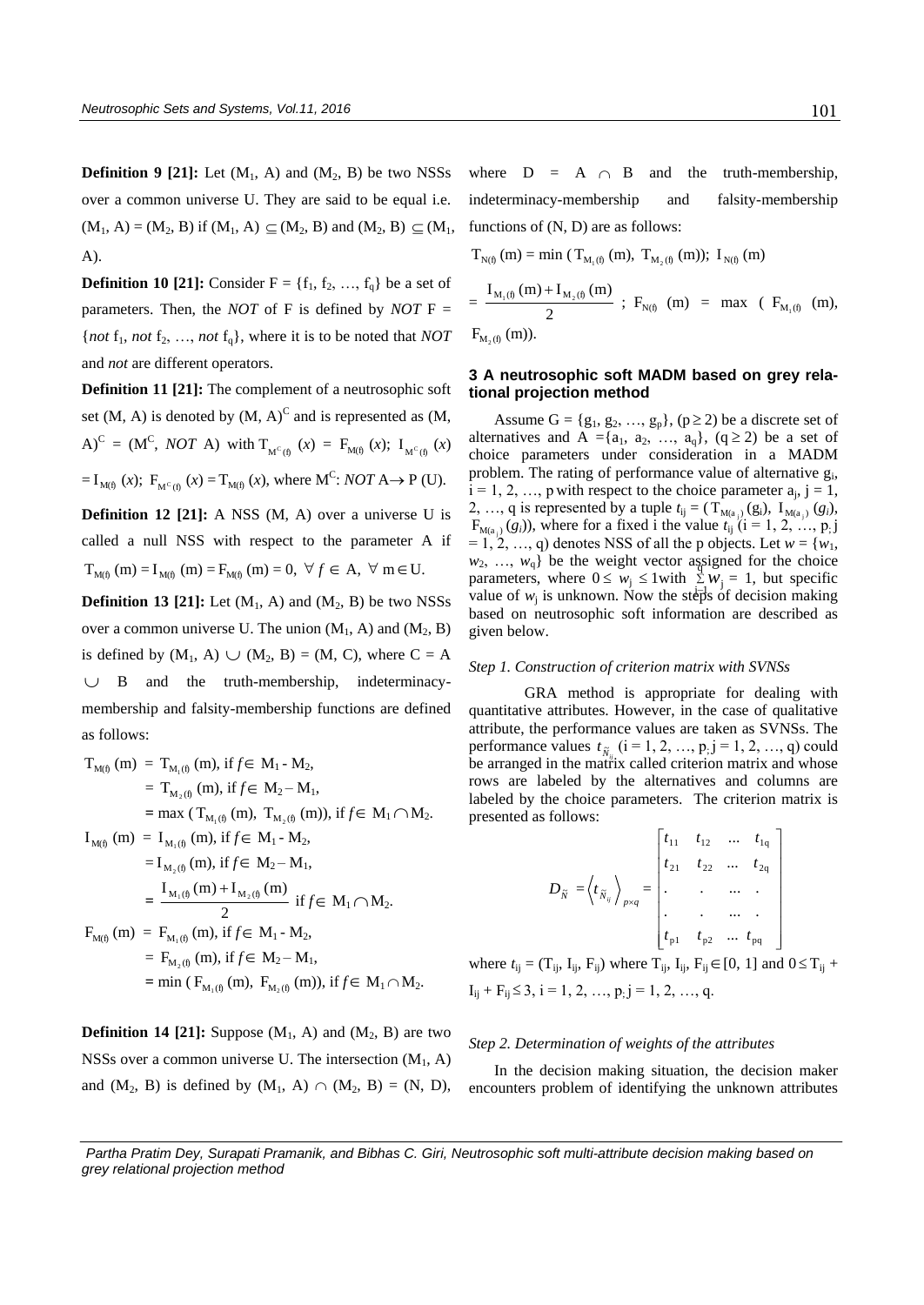**Definition 9 [21]:** Let ($M_1$, A) and ($M_2$, B) be two NSSs over a common universe U. They are said to be equal i.e. ($M_1$, A) = ($M_2$, B) if ($M_1$, A) $\subseteq$ ($M_2$, B) and ($M_2$, B) $\subseteq$ ($M_1$, A).

**Definition 10 [21]:** Consider F = {$f_1$, $f_2$, …, $f_q$} be a set of parameters. Then, the *NOT* of F is defined by *NOT* F = {*not* $f_1$, *not* $f_2$, …, *not* $f_q$}, where it is to be noted that *NOT* and *not* are different operators.

**Definition 11 [21]:** The complement of a neutrosophic soft set (M, A) is denoted by $(M, A)^C$ and is represented as $(M, A)^C = (M^C, NOT\ A)$ with $T_{M^C(f)}(x) = F_{M(f)}(x)$; $I_{M^C(f)}(x) = I_{M(f)}(x)$; $F_{M^C(f)}(x) = T_{M(f)}(x)$, where $M^C$: *NOT* A$\rightarrow$ P (U).

**Definition 12 [21]:** A NSS (M, A) over a universe U is called a null NSS with respect to the parameter A if $T_{M(f)}(m) = I_{M(f)}(m) = F_{M(f)}(m) = 0,\ \forall f \in A,\ \forall m \in U$.

**Definition 13 [21]:** Let ($M_1$, A) and ($M_2$, B) be two NSSs over a common universe U. The union ($M_1$, A) and ($M_2$, B) is defined by ($M_1$, A) $\cup$ ($M_2$, B) = (M, C), where C = A $\cup$ B and the truth-membership, indeterminacy-membership and falsity-membership functions are defined as follows:

$$
\begin{aligned}
T_{M(f)}(m) &= T_{M_1(f)}(m), \text{ if } f \in M_1 - M_2,\\
&= T_{M_2(f)}(m), \text{ if } f \in M_2 - M_1,\\
&= \max\left(T_{M_1(f)}(m),\ T_{M_2(f)}(m)\right), \text{ if } f \in M_1 \cap M_2.\\
I_{M(f)}(m) &= I_{M_1(f)}(m), \text{ if } f \in M_1 - M_2,\\
&= I_{M_2(f)}(m), \text{ if } f \in M_2 - M_1,\\
&= \frac{I_{M_1(f)}(m) + I_{M_2(f)}(m)}{2} \text{ if } f \in M_1 \cap M_2.\\
F_{M(f)}(m) &= F_{M_1(f)}(m), \text{ if } f \in M_1 - M_2,\\
&= F_{M_2(f)}(m), \text{ if } f \in M_2 - M_1,\\
&= \min\left(F_{M_1(f)}(m),\ F_{M_2(f)}(m)\right), \text{ if } f \in M_1 \cap M_2.
\end{aligned}
$$

**Definition 14 [21]:** Suppose ($M_1$, A) and ($M_2$, B) are two NSSs over a common universe U. The intersection ($M_1$, A) and ($M_2$, B) is defined by ($M_1$, A) $\cap$ ($M_2$, B) = (N, D), where D = A $\cap$ B and the truth-membership, indeterminacy-membership and falsity-membership functions of (N, D) are as follows:

$T_{N(f)}(m) = \min\left(T_{M_1(f)}(m),\ T_{M_2(f)}(m)\right)$; $I_{N(f)}(m) = \dfrac{I_{M_1(f)}(m) + I_{M_2(f)}(m)}{2}$; $F_{N(f)}(m) = \max\left(F_{M_1(f)}(m),\ F_{M_2(f)}(m)\right)$.

## 3 A neutrosophic soft MADM based on grey relational projection method

Assume G = {$g_1$, $g_2$, …, $g_p$}, ($p \geq 2$) be a discrete set of alternatives and A = {$a_1$, $a_2$, …, $a_q$}, ($q \geq 2$) be a set of choice parameters under consideration in a MADM problem. The rating of performance value of alternative $g_i$, i = 1, 2, …, p with respect to the choice parameter $a_j$, j = 1, 2, …, q is represented by a tuple $t_{ij} = (T_{M(a_j)}(g_i),\ I_{M(a_j)}(g_i),\ F_{M(a_j)}(g_i))$, where for a fixed i the value $t_{ij}$ (i = 1, 2, …, p; j = 1, 2, …, q) denotes NSS of all the p objects. Let $w = \{w_1, w_2, …, w_q\}$ be the weight vector assigned for the choice parameters, where $0 \leq w_j \leq 1$ with $\sum_{j=1}^{q} w_j = 1$, but specific value of $w_j$ is unknown. Now the steps of decision making based on neutrosophic soft information are described as given below.

*Step 1. Construction of criterion matrix with SVNSs*

GRA method is appropriate for dealing with quantitative attributes. However, in the case of qualitative attribute, the performance values are taken as SVNSs. The performance values $t_{\tilde{N}_{ij}}$ (i = 1, 2, …, p; j = 1, 2, …, q) could be arranged in the matrix called criterion matrix and whose rows are labeled by the alternatives and columns are labeled by the choice parameters. The criterion matrix is presented as follows:

$$
D_{\tilde{N}} = \left\langle t_{\tilde{N}_{ij}} \right\rangle_{p \times q} = \begin{bmatrix} t_{11} & t_{12} & \cdots & t_{1q} \\ t_{21} & t_{22} & \cdots & t_{2q} \\ . & . & \cdots & . \\ . & . & \cdots & . \\ t_{p1} & t_{p2} & \cdots & t_{pq} \end{bmatrix}
$$

where $t_{ij} = (T_{ij}, I_{ij}, F_{ij})$ where $T_{ij}, F_{ij} \in [0, 1]$ and $0 \leq T_{ij} + I_{ij} + F_{ij} \leq 3$, i = 1, 2, …, p; j = 1, 2, …, q.

*Step 2. Determination of weights of the attributes*

In the decision making situation, the decision maker encounters problem of identifying the unknown attributes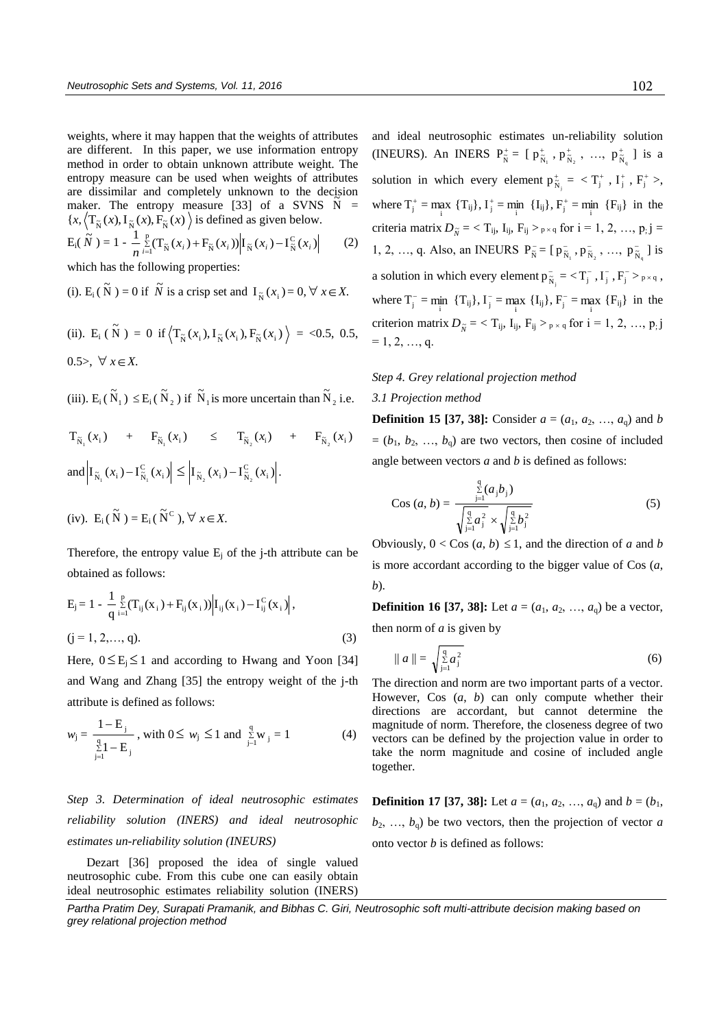weights, where it may happen that the weights of attributes are different. In this paper, we use information entropy method in order to obtain unknown attribute weight. The entropy measure can be used when weights of attributes are dissimilar and completely unknown to the decision maker. The entropy measure [33] of a SVNS $\tilde{N}$ = $\{x, \langle T_{\tilde{N}}(x), I_{\tilde{N}}(x), F_{\tilde{N}}(x)\rangle$ is defined as given below.

$$E_i(\tilde{N}) = 1 - \frac{1}{n}\sum_{i=1}^{p}(T_{\tilde{N}}(x_i) + F_{\tilde{N}}(x_i))\left|I_{\tilde{N}}(x_i) - I_{\tilde{N}}^{C}(x_i)\right| \quad (2)$$

which has the following properties:

(i). $E_i(\tilde{N}) = 0$ if $\tilde{N}$ is a crisp set and $I_{\tilde{N}}(x_i) = 0, \forall x \in X$.

(ii). $E_i(\tilde{N}) = 0$ if $\langle T_{\tilde{N}}(x_i), I_{\tilde{N}}(x_i), F_{\tilde{N}}(x_i)\rangle$ = <0.5, 0.5, 0.5>, $\forall x \in X$.

(iii). $E_i(\tilde{N}_1) \le E_i(\tilde{N}_2)$ if $\tilde{N}_1$ is more uncertain than $\tilde{N}_2$ i.e.

$T_{\tilde{N}_1}(x_i) + F_{\tilde{N}_1}(x_i) \le T_{\tilde{N}_2}(x_i) + F_{\tilde{N}_2}(x_i)$ and $\left|I_{\tilde{N}_1}(x_i) - I_{\tilde{N}_1}^{C}(x_i)\right| \le \left|I_{\tilde{N}_2}(x_i) - I_{\tilde{N}_2}^{C}(x_i)\right|$.

(iv). $E_i(\tilde{N}) = E_i(\tilde{N}^C), \forall x \in X$.

Therefore, the entropy value $E_j$ of the j-th attribute can be obtained as follows:

$$E_j = 1 - \frac{1}{q}\sum_{i=1}^{p}(T_{ij}(x_i) + F_{ij}(x_i))\left|I_{ij}(x_i) - I_{ij}^{C}(x_i)\right|,$$

$$(j = 1, 2, \ldots, q). \quad (3)$$

Here, $0 \le E_j \le 1$ and according to Hwang and Yoon [34] and Wang and Zhang [35] the entropy weight of the j-th attribute is defined as follows:

$$w_j = \frac{1 - E_j}{\sum_{j=1}^{q} 1 - E_j}, \text{ with } 0 \le w_j \le 1 \text{ and } \sum_{j=1}^{q} w_j = 1 \quad (4)$$

*Step 3. Determination of ideal neutrosophic estimates reliability solution (INERS) and ideal neutrosophic estimates un-reliability solution (INEURS)*

Dezart [36] proposed the idea of single valued neutrosophic cube. From this cube one can easily obtain ideal neutrosophic estimates reliability solution (INERS) and ideal neutrosophic estimates un-reliability solution (INEURS). An INERS $P_{\tilde{N}}^{+} = [p_{\tilde{N}_1}^{+}, p_{\tilde{N}_2}^{+}, \ldots, p_{\tilde{N}_q}^{+}]$ is a solution in which every element $p_{\tilde{N}_j}^{+} = \langle T_j^{+}, I_j^{+}, F_j^{+}\rangle$, where $T_j^{+} = \max_i \{T_{ij}\}$, $I_j^{+} = \min_i \{I_{ij}\}$, $F_j^{+} = \min_i \{F_{ij}\}$ in the criteria matrix $D_{\tilde{N}} = \langle T_{ij}, I_{ij}, F_{ij}\rangle_{p \times q}$ for i = 1, 2, …, p, j = 1, 2, …, q. Also, an INEURS $P_{\tilde{N}}^{-} = [p_{\tilde{N}_1}^{-}, p_{\tilde{N}_2}^{-}, \ldots, p_{\tilde{N}_q}^{-}]$ is a solution in which every element $p_{\tilde{N}_j}^{-} = \langle T_j^{-}, I_j^{-}, F_j^{-}\rangle_{p \times q}$, where $T_j^{-} = \min_i \{T_{ij}\}$, $I_j^{-} = \max_i \{I_{ij}\}$, $F_j^{-} = \max_i \{F_{ij}\}$ in the criterion matrix $D_{\tilde{N}} = \langle T_{ij}, I_{ij}, F_{ij}\rangle_{p \times q}$ for i = 1, 2, …, p, j = 1, 2, …, q.

*Step 4. Grey relational projection method*

*3.1 Projection method*

**Definition 15 [37, 38]:** Consider $a = (a_1, a_2, \ldots, a_q)$ and $b = (b_1, b_2, \ldots, b_q)$ are two vectors, then cosine of included angle between vectors *a* and *b* is defined as follows:

$$\text{Cos}(a, b) = \frac{\sum_{j=1}^{q}(a_j b_j)}{\sqrt{\sum_{j=1}^{q} a_j^2} \times \sqrt{\sum_{j=1}^{q} b_j^2}} \quad (5)$$

Obviously, $0 < \text{Cos}(a, b) \le 1$, and the direction of *a* and *b* is more accordant according to the bigger value of Cos (*a*, *b*).

**Definition 16 [37, 38]:** Let $a = (a_1, a_2, \ldots, a_q)$ be a vector, then norm of *a* is given by

$$\| a \| = \sqrt{\sum_{j=1}^{q} a_j^2} \quad (6)$$

The direction and norm are two important parts of a vector. However, Cos (*a*, *b*) can only compute whether their directions are accordant, but cannot determine the magnitude of norm. Therefore, the closeness degree of two vectors can be defined by the projection value in order to take the norm magnitude and cosine of included angle together.

**Definition 17 [37, 38]:** Let $a = (a_1, a_2, \ldots, a_q)$ and $b = (b_1, b_2, \ldots, b_q)$ be two vectors, then the projection of vector *a* onto vector *b* is defined as follows: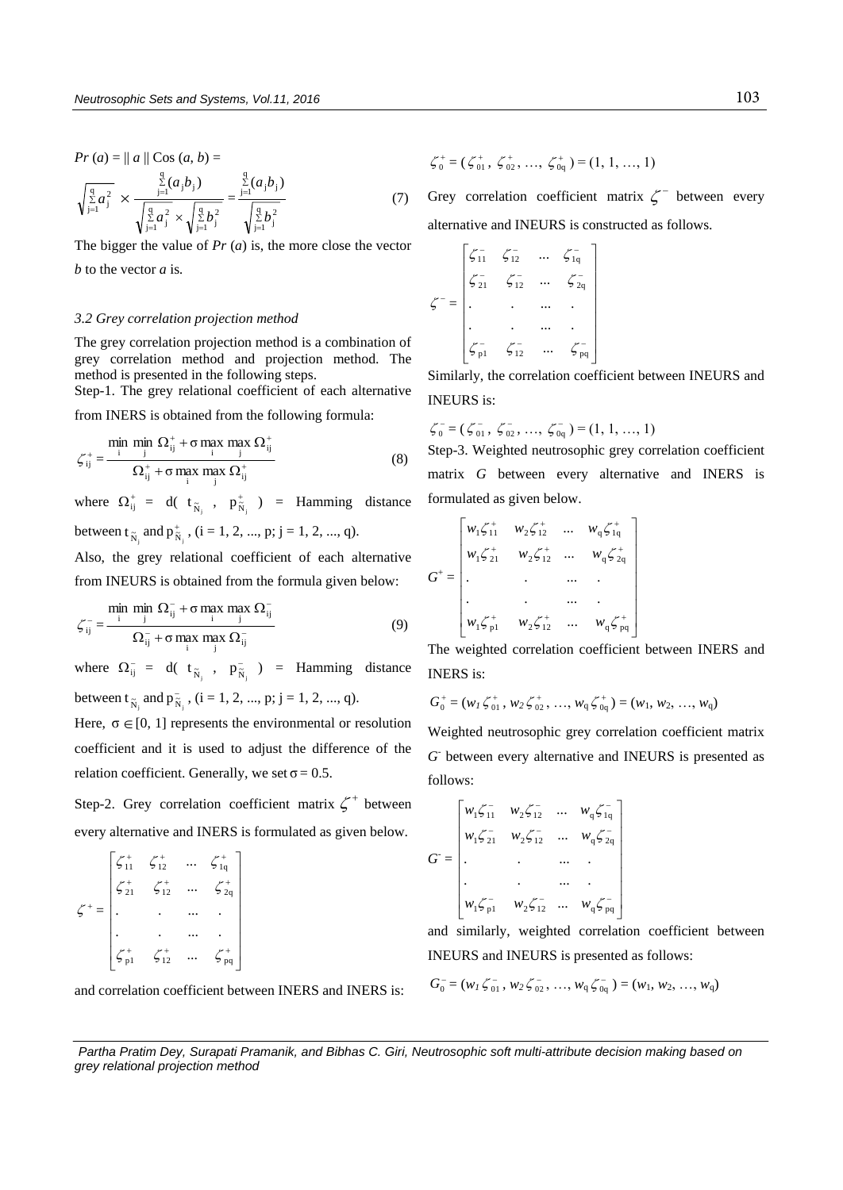$Pr(a) = \| a \| \operatorname{Cos}(a, b) =$

$$\sqrt{\sum_{j=1}^{q} a_j^2} \times \frac{\sum_{j=1}^{q}(a_j b_j)}{\sqrt{\sum_{j=1}^{q} a_j^2} \times \sqrt{\sum_{j=1}^{q} b_j^2}} = \frac{\sum_{j=1}^{q}(a_j b_j)}{\sqrt{\sum_{j=1}^{q} b_j^2}} \tag{7}$$

The bigger the value of $Pr(a)$ is, the more close the vector $b$ to the vector $a$ is.

### 3.2 Grey correlation projection method

The grey correlation projection method is a combination of grey correlation method and projection method. The method is presented in the following steps.

Step-1. The grey relational coefficient of each alternative from INERS is obtained from the following formula:

$$\zeta_{ij}^{+} = \frac{\min_i \min_j \Omega_{ij}^{+} + \sigma \max_i \max_j \Omega_{ij}^{+}}{\Omega_{ij}^{+} + \sigma \max_i \max_j \Omega_{ij}^{+}} \tag{8}$$

where $\Omega_{ij}^{+} = d(t_{\tilde{N}_j}, p_{\tilde{N}_j}^{+})$ = Hamming distance between $t_{\tilde{N}_j}$ and $p_{\tilde{N}_j}^{+}$, (i = 1, 2, ..., p; j = 1, 2, ..., q).

Also, the grey relational coefficient of each alternative from INEURS is obtained from the formula given below:

$$\zeta_{ij}^{-} = \frac{\min_i \min_j \Omega_{ij}^{-} + \sigma \max_i \max_j \Omega_{ij}^{-}}{\Omega_{ij}^{-} + \sigma \max_i \max_j \Omega_{ij}^{-}} \tag{9}$$

where $\Omega_{ij}^{-} = d(t_{\tilde{N}_j}, p_{\tilde{N}_j}^{-})$ = Hamming distance between $t_{\tilde{N}_j}$ and $p_{\tilde{N}_j}^{-}$, (i = 1, 2, ..., p; j = 1, 2, ..., q).

Here, $\sigma \in [0, 1]$ represents the environmental or resolution coefficient and it is used to adjust the difference of the relation coefficient. Generally, we set $\sigma = 0.5$.

Step-2. Grey correlation coefficient matrix $\zeta^{+}$ between every alternative and INERS is formulated as given below.

$$\zeta^{+} = \begin{bmatrix} \zeta_{11}^{+} & \zeta_{12}^{+} & \cdots & \zeta_{1q}^{+} \\ \zeta_{21}^{+} & \zeta_{12}^{+} & \cdots & \zeta_{2q}^{+} \\ . & . & \cdots & . \\ . & . & \cdots & . \\ \zeta_{p1}^{+} & \zeta_{12}^{+} & \cdots & \zeta_{pq}^{+} \end{bmatrix}$$

and correlation coefficient between INERS and INERS is:

$$\zeta_0^{+} = (\zeta_{01}^{+}, \zeta_{02}^{+}, \ldots, \zeta_{0q}^{+}) = (1, 1, \ldots, 1)$$

Grey correlation coefficient matrix $\zeta^{-}$ between every alternative and INEURS is constructed as follows.

$$\zeta^{-} = \begin{bmatrix} \zeta_{11}^{-} & \zeta_{12}^{-} & \cdots & \zeta_{1q}^{-} \\ \zeta_{21}^{-} & \zeta_{12}^{-} & \cdots & \zeta_{2q}^{-} \\ . & . & \cdots & . \\ . & . & \cdots & . \\ \zeta_{p1}^{-} & \zeta_{12}^{-} & \cdots & \zeta_{pq}^{-} \end{bmatrix}$$

Similarly, the correlation coefficient between INEURS and INEURS is:

$$\zeta_0^{-} = (\zeta_{01}^{-}, \zeta_{02}^{-}, \ldots, \zeta_{0q}^{-}) = (1, 1, \ldots, 1)$$

Step-3. Weighted neutrosophic grey correlation coefficient matrix $G$ between every alternative and INERS is formulated as given below.

$$G^{+} = \begin{bmatrix} w_1\zeta_{11}^{+} & w_2\zeta_{12}^{+} & \cdots & w_q\zeta_{1q}^{+} \\ w_1\zeta_{21}^{+} & w_2\zeta_{12}^{+} & \cdots & w_q\zeta_{2q}^{+} \\ . & . & \cdots & . \\ . & . & \cdots & . \\ w_1\zeta_{p1}^{+} & w_2\zeta_{12}^{+} & \cdots & w_q\zeta_{pq}^{+} \end{bmatrix}$$

The weighted correlation coefficient between INERS and INERS is:

$$G_0^{+} = (w_1\zeta_{01}^{+}, w_2\zeta_{02}^{+}, \ldots, w_q\zeta_{0q}^{+}) = (w_1, w_2, \ldots, w_q)$$

Weighted neutrosophic grey correlation coefficient matrix $G^{-}$ between every alternative and INEURS is presented as follows:

$$G^{-} = \begin{bmatrix} w_1\zeta_{11}^{-} & w_2\zeta_{12}^{-} & \cdots & w_q\zeta_{1q}^{-} \\ w_1\zeta_{21}^{-} & w_2\zeta_{12}^{-} & \cdots & w_q\zeta_{2q}^{-} \\ . & . & \cdots & . \\ . & . & \cdots & . \\ w_1\zeta_{p1}^{-} & w_2\zeta_{12}^{-} & \cdots & w_q\zeta_{pq}^{-} \end{bmatrix}$$

and similarly, weighted correlation coefficient between INEURS and INEURS is presented as follows:

$$G_0^{-} = (w_1\zeta_{01}^{-}, w_2\zeta_{02}^{-}, \ldots, w_q\zeta_{0q}^{-}) = (w_1, w_2, \ldots, w_q)$$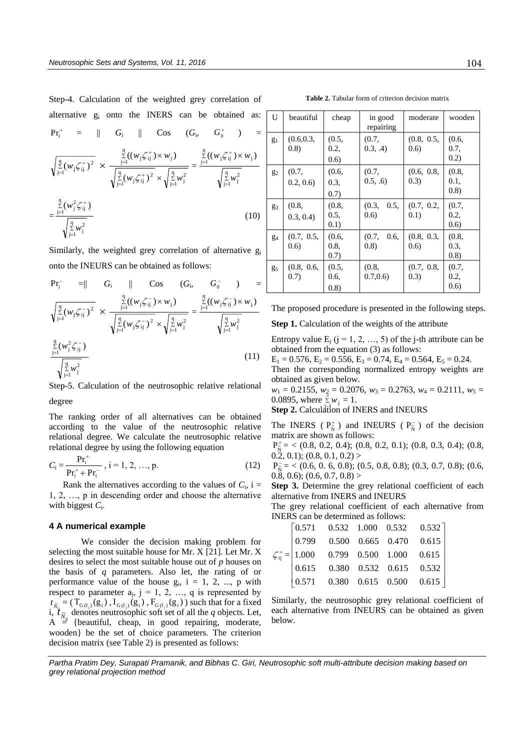Step-4. Calculation of the weighted grey correlation of alternative $g_i$ onto the INERS can be obtained as:

$$\Pr_i^+ = \| G_i \| \ \mathrm{Cos}\ (G_i,\ G_0^+) = \sqrt{\sum_{j=1}^{q}(w_j\zeta_{ij}^+)^2} \times \frac{\sum_{j=1}^{q}((w_j\zeta_{ij}^+)\times w_j)}{\sqrt{\sum_{j=1}^{q}(w_j\zeta_{ij}^+)^2}\times\sqrt{\sum_{j=1}^{q}w_j^2}} = \frac{\sum_{j=1}^{q}((w_j\zeta_{ij}^+)\times w_j)}{\sqrt{\sum_{j=1}^{q}w_j^2}}$$

$$= \frac{\sum_{j=1}^{q}(w_j^2\zeta_{ij}^+)}{\sqrt{\sum_{j=1}^{q}w_j^2}} \tag{10}$$

Similarly, the weighted grey correlation of alternative $g_i$ onto the INEURS can be obtained as follows:

$$\Pr_i^- = \| G_i \| \ \mathrm{Cos}\ (G_i,\ G_0^-) = \sqrt{\sum_{j=1}^{q}(w_j\zeta_{ij}^-)^2} \times \frac{\sum_{j=1}^{q}((w_j\zeta_{ij}^-)\times w_j)}{\sqrt{\sum_{j=1}^{q}(w_j\zeta_{ij}^-)^2}\times\sqrt{\sum_{j=1}^{q}w_j^2}} = \frac{\sum_{j=1}^{q}((w_j\zeta_{ij}^-)\times w_j)}{\sqrt{\sum_{j=1}^{q}w_j^2}}$$

$$\frac{\sum_{j=1}^{q}(w_j^2\zeta_{ij}^-)}{\sqrt{\sum_{j=1}^{q}w_j^2}} \tag{11}$$

Step-5. Calculation of the neutrosophic relative relational degree

The ranking order of all alternatives can be obtained according to the value of the neutrosophic relative relational degree. We calculate the neutrosophic relative relational degree by using the following equation

$$C_i = \frac{\Pr_i^+}{\Pr_i^+ + \Pr_i^-},\ i = 1, 2, \ldots, p. \tag{12}$$

Rank the alternatives according to the values of $C_i$, i = 1, 2, …, p in descending order and choose the alternative with biggest $C_i$.

## 4 A numerical example

We consider the decision making problem for selecting the most suitable house for Mr. X [21]. Let Mr. X desires to select the most suitable house out of *p* houses on the basis of *q* parameters. Also let, the rating of or performance value of the house $g_i$, i = 1, 2, ..., p with respect to parameter $a_j$, j = 1, 2, …, q is represented by $t_{\tilde{N}_{ij}} = (T_{G(f_j)}(g_i), I_{G(f_j)}(g_i), F_{G(f_j)}(g_i))$ such that for a fixed i, $t_{\tilde{N}_{ij}}$ denotes neutrosophic soft set of all the *q* objects. Let, A = {beautiful, cheap, in good repairing, moderate, wooden} be the set of choice parameters. The criterion decision matrix (see Table 2) is presented as follows:

**Table 2.** Tabular form of criterion decision matrix

| U | beautiful | cheap | in good repairing | moderate | wooden |
|---|---|---|---|---|---|
| $g_1$ | (0.6,0.3, 0.8) | (0.5, 0.2, 0.6) | (0.7, 0.3, .4) | (0.8, 0.5, 0.6) | (0.6, 0.7, 0.2) |
| $g_2$ | (0.7, 0.2, 0.6) | (0.6, 0.3, 0.7) | (0.7, 0.5, .6) | (0.6, 0.8, 0.3) | (0.8, 0.1, 0.8) |
| $g_3$ | (0.8, 0.3, 0.4) | (0.8, 0.5, 0.1) | (0.3, 0.5, 0.6) | (0.7, 0.2, 0.1) | (0.7, 0.2, 0.6) |
| $g_4$ | (0.7, 0.5, 0.6) | (0.6, 0.8, 0.7) | (0.7, 0.6, 0.8) | (0.8, 0.3, 0.6) | (0.8, 0.3, 0.8) |
| $g_5$ | (0.8, 0.6, 0.7) | (0.5, 0.6, 0.8) | (0.8, 0.7,0.6) | (0.7, 0.8, 0.3) | (0.7, 0.2, 0.6) |

The proposed procedure is presented in the following steps.

**Step 1.** Calculation of the weights of the attribute

Entropy value $E_j$ (j = 1, 2, …, 5) of the j-th attribute can be obtained from the equation (3) as follows:

$E_1$ = 0.576, $E_2$ = 0.556, $E_3$ = 0.74, $E_4$ = 0.564, $E_5$ = 0.24.

Then the corresponding normalized entropy weights are obtained as given below.

$w_1$ = 0.2155, $w_2$ = 0.2076, $w_3$ = 0.2763, $w_4$ = 0.2111, $w_5$ = 0.0895, where $\sum_{j=1}^{5} w_j = 1$.

**Step 2.** Calculation of INERS and INEURS

The INERS ($P_{\tilde{N}}^+$) and INEURS ($P_{\tilde{N}}^-$) of the decision matrix are shown as follows:

$P_{\tilde{N}}^+$ = < (0.8, 0.2, 0.4); (0.8, 0.2, 0.1); (0.8, 0.3, 0.4); (0.8, 0.2, 0.1); (0.8, 0.1, 0.2) >

$P_{\tilde{N}}^-$ = < (0.6, 0. 6, 0.8); (0.5, 0.8, 0.8); (0.3, 0.7, 0.8); (0.6, 0.8, 0.6); (0.6, 0.7, 0.8) >

**Step 3.** Determine the grey relational coefficient of each alternative from INERS and INEURS

The grey relational coefficient of each alternative from INERS can be determined as follows:

$$\zeta_{ij}^+ = \begin{bmatrix} 0.571 & 0.532 & 1.000 & 0.532 & 0.532 \\ 0.799 & 0.500 & 0.665 & 0.470 & 0.615 \\ 1.000 & 0.799 & 0.500 & 1.000 & 0.615 \\ 0.615 & 0.380 & 0.532 & 0.615 & 0.532 \\ 0.571 & 0.380 & 0.615 & 0.500 & 0.615 \end{bmatrix}$$

Similarly, the neutrosophic grey relational coefficient of each alternative from INEURS can be obtained as given below.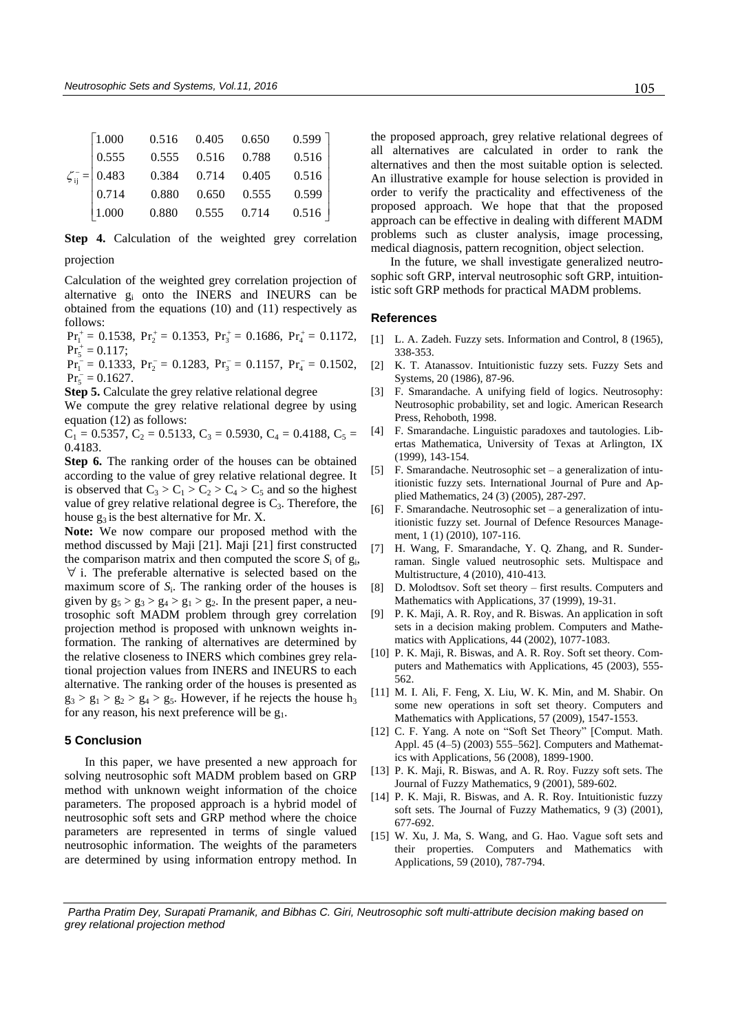$$\zeta_{ij}^{-} = \begin{bmatrix} 1.000 & 0.516 & 0.405 & 0.650 & 0.599 \\ 0.555 & 0.555 & 0.516 & 0.788 & 0.516 \\ 0.483 & 0.384 & 0.714 & 0.405 & 0.516 \\ 0.714 & 0.880 & 0.650 & 0.555 & 0.599 \\ 1.000 & 0.880 & 0.555 & 0.714 & 0.516 \end{bmatrix}$$

**Step 4.** Calculation of the weighted grey correlation projection

Calculation of the weighted grey correlation projection of alternative $g_i$ onto the INERS and INEURS can be obtained from the equations (10) and (11) respectively as follows:

$\Pr_1^+ = 0.1538$, $\Pr_2^+ = 0.1353$, $\Pr_3^+ = 0.1686$, $\Pr_4^+ = 0.1172$, $\Pr_5^+ = 0.117$;

$\Pr_1^- = 0.1333$, $\Pr_2^- = 0.1283$, $\Pr_3^- = 0.1157$, $\Pr_4^- = 0.1502$, $\Pr_5^- = 0.1627$.

**Step 5.** Calculate the grey relative relational degree

We compute the grey relative relational degree by using equation (12) as follows:

$C_1 = 0.5357$, $C_2 = 0.5133$, $C_3 = 0.5930$, $C_4 = 0.4188$, $C_5 = 0.4183$.

**Step 6.** The ranking order of the houses can be obtained according to the value of grey relative relational degree. It is observed that $C_3 > C_1 > C_2 > C_4 > C_5$ and so the highest value of grey relative relational degree is $C_3$. Therefore, the house $g_3$ is the best alternative for Mr. X.

**Note:** We now compare our proposed method with the method discussed by Maji [21]. Maji [21] first constructed the comparison matrix and then computed the score $S_i$ of $g_i$, $\forall$ i. The preferable alternative is selected based on the maximum score of $S_i$. The ranking order of the houses is given by $g_5 > g_3 > g_4 > g_1 > g_2$. In the present paper, a neutrosophic soft MADM problem through grey correlation projection method is proposed with unknown weights information. The ranking of alternatives are determined by the relative closeness to INERS which combines grey relational projection values from INERS and INEURS to each alternative. The ranking order of the houses is presented as $g_3 > g_1 > g_2 > g_4 > g_5$. However, if he rejects the house $h_3$ for any reason, his next preference will be $g_1$.

## 5 Conclusion

In this paper, we have presented a new approach for solving neutrosophic soft MADM problem based on GRP method with unknown weight information of the choice parameters. The proposed approach is a hybrid model of neutrosophic soft sets and GRP method where the choice parameters are represented in terms of single valued neutrosophic information. The weights of the parameters are determined by using information entropy method. In the proposed approach, grey relative relational degrees of all alternatives are calculated in order to rank the alternatives and then the most suitable option is selected. An illustrative example for house selection is provided in order to verify the practicality and effectiveness of the proposed approach. We hope that that the proposed approach can be effective in dealing with different MADM problems such as cluster analysis, image processing, medical diagnosis, pattern recognition, object selection.

In the future, we shall investigate generalized neutrosophic soft GRP, interval neutrosophic soft GRP, intuitionistic soft GRP methods for practical MADM problems.

## References

[1] L. A. Zadeh. Fuzzy sets. Information and Control, 8 (1965), 338-353.

[2] K. T. Atanassov. Intuitionistic fuzzy sets. Fuzzy Sets and Systems, 20 (1986), 87-96.

[3] F. Smarandache. A unifying field of logics. Neutrosophy: Neutrosophic probability, set and logic. American Research Press, Rehoboth, 1998.

[4] F. Smarandache. Linguistic paradoxes and tautologies. Libertas Mathematica, University of Texas at Arlington, IX (1999), 143-154.

[5] F. Smarandache. Neutrosophic set – a generalization of intuitionistic fuzzy sets. International Journal of Pure and Applied Mathematics, 24 (3) (2005), 287-297.

[6] F. Smarandache. Neutrosophic set – a generalization of intuitionistic fuzzy set. Journal of Defence Resources Management, 1 (1) (2010), 107-116.

[7] H. Wang, F. Smarandache, Y. Q. Zhang, and R. Sunderraman. Single valued neutrosophic sets. Multispace and Multistructure, 4 (2010), 410-413.

[8] D. Molodtsov. Soft set theory – first results. Computers and Mathematics with Applications, 37 (1999), 19-31.

[9] P. K. Maji, A. R. Roy, and R. Biswas. An application in soft sets in a decision making problem. Computers and Mathematics with Applications, 44 (2002), 1077-1083.

[10] P. K. Maji, R. Biswas, and A. R. Roy. Soft set theory. Computers and Mathematics with Applications, 45 (2003), 555-562.

[11] M. I. Ali, F. Feng, X. Liu, W. K. Min, and M. Shabir. On some new operations in soft set theory. Computers and Mathematics with Applications, 57 (2009), 1547-1553.

[12] C. F. Yang. A note on "Soft Set Theory" [Comput. Math. Appl. 45 (4–5) (2003) 555–562]. Computers and Mathematics with Applications, 56 (2008), 1899-1900.

[13] P. K. Maji, R. Biswas, and A. R. Roy. Fuzzy soft sets. The Journal of Fuzzy Mathematics, 9 (2001), 589-602.

[14] P. K. Maji, R. Biswas, and A. R. Roy. Intuitionistic fuzzy soft sets. The Journal of Fuzzy Mathematics, 9 (3) (2001), 677-692.

[15] W. Xu, J. Ma, S. Wang, and G. Hao. Vague soft sets and their properties. Computers and Mathematics with Applications, 59 (2010), 787-794.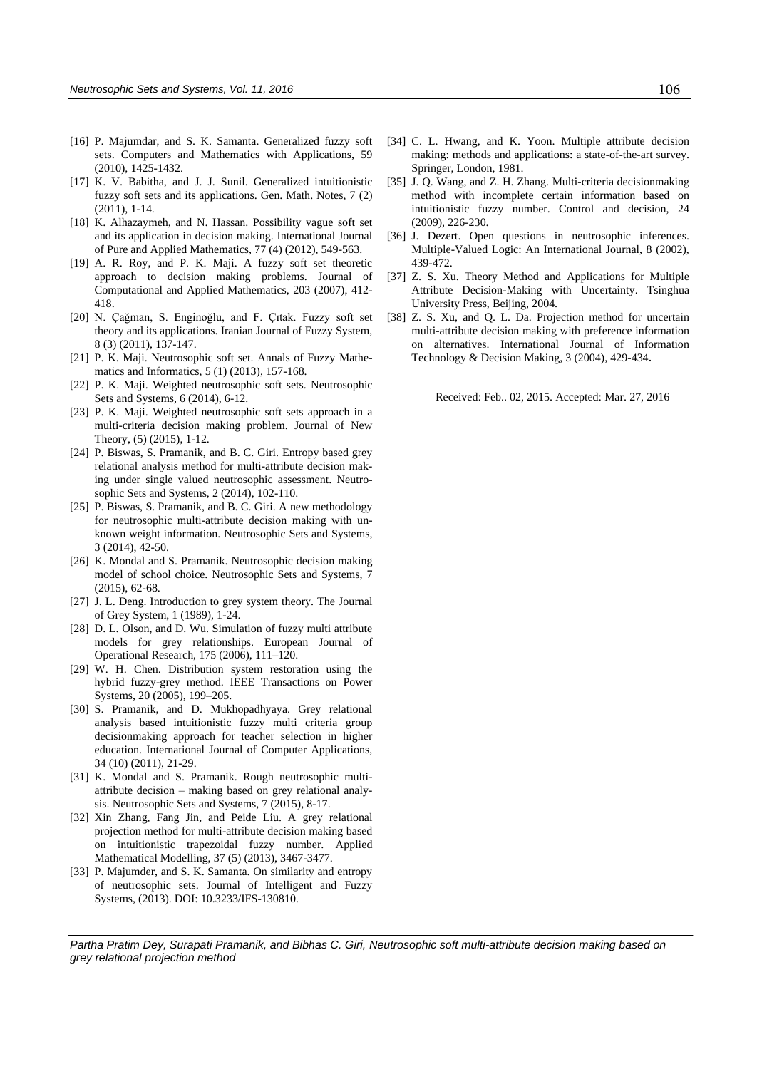[16] P. Majumdar, and S. K. Samanta. Generalized fuzzy soft sets. Computers and Mathematics with Applications, 59 (2010), 1425-1432.

[17] K. V. Babitha, and J. J. Sunil. Generalized intuitionistic fuzzy soft sets and its applications. Gen. Math. Notes, 7 (2) (2011), 1-14.

[18] K. Alhazaymeh, and N. Hassan. Possibility vague soft set and its application in decision making. International Journal of Pure and Applied Mathematics, 77 (4) (2012), 549-563.

[19] A. R. Roy, and P. K. Maji. A fuzzy soft set theoretic approach to decision making problems. Journal of Computational and Applied Mathematics, 203 (2007), 412-418.

[20] N. Çağman, S. Enginoğlu, and F. Çıtak. Fuzzy soft set theory and its applications. Iranian Journal of Fuzzy System, 8 (3) (2011), 137-147.

[21] P. K. Maji. Neutrosophic soft set. Annals of Fuzzy Mathematics and Informatics, 5 (1) (2013), 157-168.

[22] P. K. Maji. Weighted neutrosophic soft sets. Neutrosophic Sets and Systems, 6 (2014), 6-12.

[23] P. K. Maji. Weighted neutrosophic soft sets approach in a multi-criteria decision making problem. Journal of New Theory, (5) (2015), 1-12.

[24] P. Biswas, S. Pramanik, and B. C. Giri. Entropy based grey relational analysis method for multi-attribute decision making under single valued neutrosophic assessment. Neutrosophic Sets and Systems, 2 (2014), 102-110.

[25] P. Biswas, S. Pramanik, and B. C. Giri. A new methodology for neutrosophic multi-attribute decision making with unknown weight information. Neutrosophic Sets and Systems, 3 (2014), 42-50.

[26] K. Mondal and S. Pramanik. Neutrosophic decision making model of school choice. Neutrosophic Sets and Systems, 7 (2015), 62-68.

[27] J. L. Deng. Introduction to grey system theory. The Journal of Grey System, 1 (1989), 1-24.

[28] D. L. Olson, and D. Wu. Simulation of fuzzy multi attribute models for grey relationships. European Journal of Operational Research, 175 (2006), 111–120.

[29] W. H. Chen. Distribution system restoration using the hybrid fuzzy-grey method. IEEE Transactions on Power Systems, 20 (2005), 199–205.

[30] S. Pramanik, and D. Mukhopadhyaya. Grey relational analysis based intuitionistic fuzzy multi criteria group decisionmaking approach for teacher selection in higher education. International Journal of Computer Applications, 34 (10) (2011), 21-29.

[31] K. Mondal and S. Pramanik. Rough neutrosophic multi-attribute decision – making based on grey relational analysis. Neutrosophic Sets and Systems, 7 (2015), 8-17.

[32] Xin Zhang, Fang Jin, and Peide Liu. A grey relational projection method for multi-attribute decision making based on intuitionistic trapezoidal fuzzy number. Applied Mathematical Modelling, 37 (5) (2013), 3467-3477.

[33] P. Majumder, and S. K. Samanta. On similarity and entropy of neutrosophic sets. Journal of Intelligent and Fuzzy Systems, (2013). DOI: 10.3233/IFS-130810.

[34] C. L. Hwang, and K. Yoon. Multiple attribute decision making: methods and applications: a state-of-the-art survey. Springer, London, 1981.

[35] J. Q. Wang, and Z. H. Zhang. Multi-criteria decisionmaking method with incomplete certain information based on intuitionistic fuzzy number. Control and decision, 24 (2009), 226-230.

[36] J. Dezert. Open questions in neutrosophic inferences. Multiple-Valued Logic: An International Journal, 8 (2002), 439-472.

[37] Z. S. Xu. Theory Method and Applications for Multiple Attribute Decision-Making with Uncertainty. Tsinghua University Press, Beijing, 2004.

[38] Z. S. Xu, and Q. L. Da. Projection method for uncertain multi-attribute decision making with preference information on alternatives. International Journal of Information Technology & Decision Making, 3 (2004), 429-434.

Received: Feb.. 02, 2015. Accepted: Mar. 27, 2016